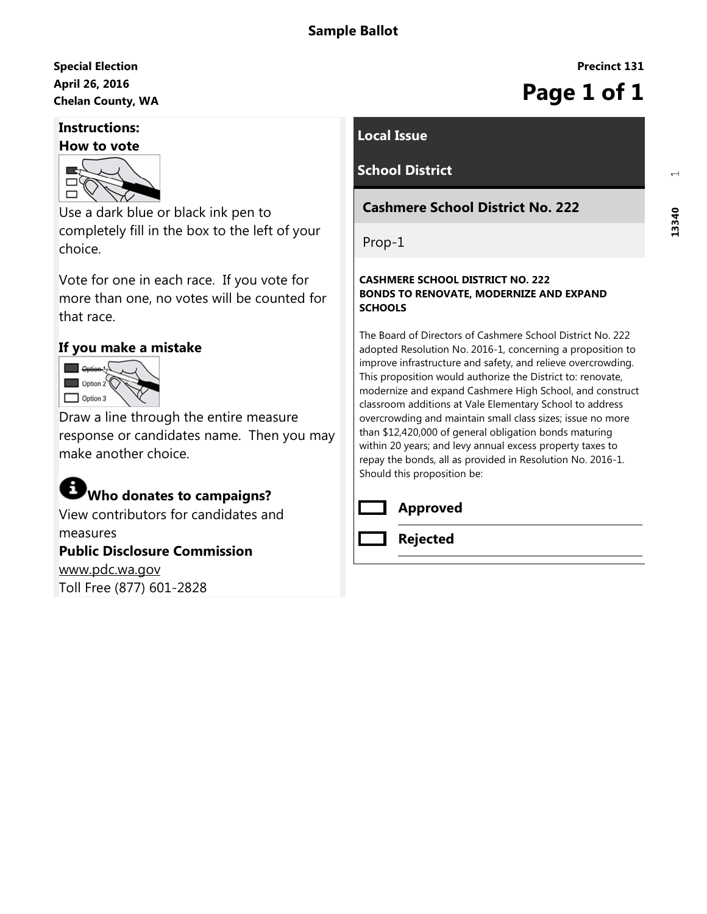# Sample Ballot

**Special Election**
**April 26, 2016**
**Chelan County, WA**

**Precinct 131**

## Instructions:

### How to vote

Use a dark blue or black ink pen to completely fill in the box to the left of your choice.

Vote for one in each race. If you vote for more than one, no votes will be counted for that race.

### If you make a mistake

Draw a line through the entire measure response or candidates name. Then you may make another choice.

### Who donates to campaigns?

View contributors for candidates and measures

**Public Disclosure Commission**
www.pdc.wa.gov
Toll Free (877) 601-2828

## Local Issue

## School District

### Cashmere School District No. 222

Prop-1

**CASHMERE SCHOOL DISTRICT NO. 222**
**BONDS TO RENOVATE, MODERNIZE AND EXPAND SCHOOLS**

The Board of Directors of Cashmere School District No. 222 adopted Resolution No. 2016-1, concerning a proposition to improve infrastructure and safety, and relieve overcrowding. This proposition would authorize the District to: renovate, modernize and expand Cashmere High School, and construct classroom additions at Vale Elementary School to address overcrowding and maintain small class sizes; issue no more than $12,420,000 of general obligation bonds maturing within 20 years; and levy annual excess property taxes to repay the bonds, all as provided in Resolution No. 2016-1. Should this proposition be:

- [ ] **Approved**
- [ ] **Rejected**

13340